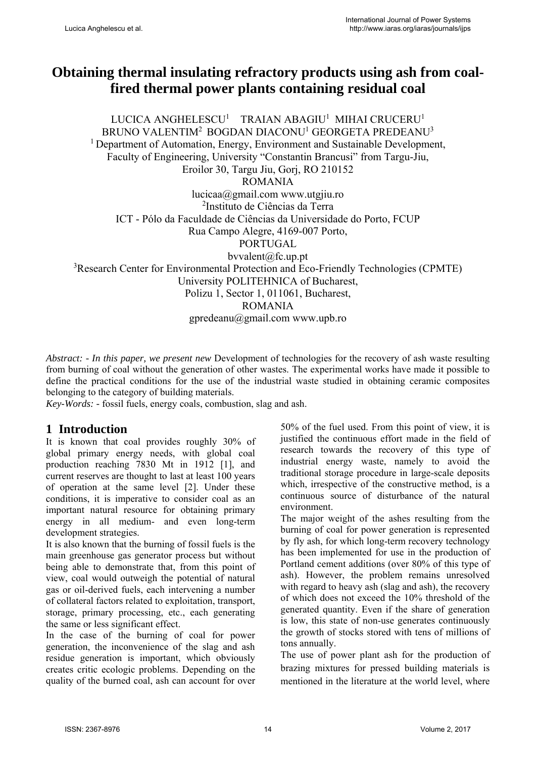# Obtaining thermal insulating refractory products using ash from coal-fired thermal power plants containing residual coal

LUCICA ANGHELESCU[1] TRAIAN ABAGIU[1] MIHAI CRUCERU[1]
BRUNO VALENTIM[2] BOGDAN DIACONU[1] GEORGETA PREDEANU[3]

[1] Department of Automation, Energy, Environment and Sustainable Development,
Faculty of Engineering, University "Constantin Brancusi" from Targu-Jiu,
Eroilor 30, Targu Jiu, Gorj, RO 210152
ROMANIA
lucicaa@gmail.com www.utgjiu.ro

[2] Instituto de Ciências da Terra
ICT - Pólo da Faculdade de Ciências da Universidade do Porto, FCUP
Rua Campo Alegre, 4169-007 Porto,
PORTUGAL
bvvalent@fc.up.pt

[3] Research Center for Environmental Protection and Eco-Friendly Technologies (CPMTE)
University POLITEHNICA of Bucharest,
Polizu 1, Sector 1, 011061, Bucharest,
ROMANIA
gpredeanu@gmail.com www.upb.ro

*Abstract: - In this paper, we present new* Development of technologies for the recovery of ash waste resulting from burning of coal without the generation of other wastes. The experimental works have made it possible to define the practical conditions for the use of the industrial waste studied in obtaining ceramic composites belonging to the category of building materials.

*Key-Words: -* fossil fuels, energy coals, combustion, slag and ash.

## 1 Introduction

It is known that coal provides roughly 30% of global primary energy needs, with global coal production reaching 7830 Mt in 1912 [1], and current reserves are thought to last at least 100 years of operation at the same level [2]. Under these conditions, it is imperative to consider coal as an important natural resource for obtaining primary energy in all medium- and even long-term development strategies.

It is also known that the burning of fossil fuels is the main greenhouse gas generator process but without being able to demonstrate that, from this point of view, coal would outweigh the potential of natural gas or oil-derived fuels, each intervening a number of collateral factors related to exploitation, transport, storage, primary processing, etc., each generating the same or less significant effect.

In the case of the burning of coal for power generation, the inconvenience of the slag and ash residue generation is important, which obviously creates critic ecologic problems. Depending on the quality of the burned coal, ash can account for over 50% of the fuel used. From this point of view, it is justified the continuous effort made in the field of research towards the recovery of this type of industrial energy waste, namely to avoid the traditional storage procedure in large-scale deposits which, irrespective of the constructive method, is a continuous source of disturbance of the natural environment.

The major weight of the ashes resulting from the burning of coal for power generation is represented by fly ash, for which long-term recovery technology has been implemented for use in the production of Portland cement additions (over 80% of this type of ash). However, the problem remains unresolved with regard to heavy ash (slag and ash), the recovery of which does not exceed the 10% threshold of the generated quantity. Even if the share of generation is low, this state of non-use generates continuously the growth of stocks stored with tens of millions of tons annually.

The use of power plant ash for the production of brazing mixtures for pressed building materials is mentioned in the literature at the world level, where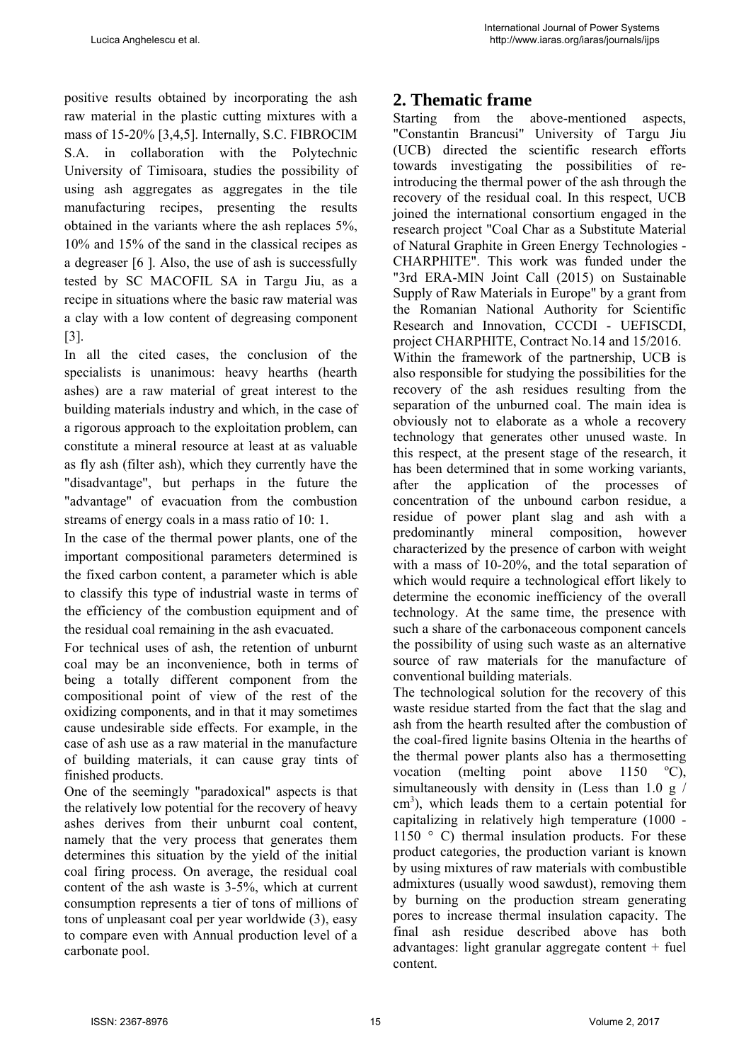positive results obtained by incorporating the ash raw material in the plastic cutting mixtures with a mass of 15-20% [3,4,5]. Internally, S.C. FIBROCIM S.A. in collaboration with the Polytechnic University of Timisoara, studies the possibility of using ash aggregates as aggregates in the tile manufacturing recipes, presenting the results obtained in the variants where the ash replaces 5%, 10% and 15% of the sand in the classical recipes as a degreaser [6 ]. Also, the use of ash is successfully tested by SC MACOFIL SA in Targu Jiu, as a recipe in situations where the basic raw material was a clay with a low content of degreasing component [3].

In all the cited cases, the conclusion of the specialists is unanimous: heavy hearths (hearth ashes) are a raw material of great interest to the building materials industry and which, in the case of a rigorous approach to the exploitation problem, can constitute a mineral resource at least at as valuable as fly ash (filter ash), which they currently have the "disadvantage", but perhaps in the future the "advantage" of evacuation from the combustion streams of energy coals in a mass ratio of 10: 1.

In the case of the thermal power plants, one of the important compositional parameters determined is the fixed carbon content, a parameter which is able to classify this type of industrial waste in terms of the efficiency of the combustion equipment and of the residual coal remaining in the ash evacuated.

For technical uses of ash, the retention of unburnt coal may be an inconvenience, both in terms of being a totally different component from the compositional point of view of the rest of the oxidizing components, and in that it may sometimes cause undesirable side effects. For example, in the case of ash use as a raw material in the manufacture of building materials, it can cause gray tints of finished products.

One of the seemingly "paradoxical" aspects is that the relatively low potential for the recovery of heavy ashes derives from their unburnt coal content, namely that the very process that generates them determines this situation by the yield of the initial coal firing process. On average, the residual coal content of the ash waste is 3-5%, which at current consumption represents a tier of tons of millions of tons of unpleasant coal per year worldwide (3), easy to compare even with Annual production level of a carbonate pool.

## 2. Thematic frame

Starting from the above-mentioned aspects, "Constantin Brancusi" University of Targu Jiu (UCB) directed the scientific research efforts towards investigating the possibilities of re-introducing the thermal power of the ash through the recovery of the residual coal. In this respect, UCB joined the international consortium engaged in the research project "Coal Char as a Substitute Material of Natural Graphite in Green Energy Technologies - CHARPHITE". This work was funded under the "3rd ERA-MIN Joint Call (2015) on Sustainable Supply of Raw Materials in Europe" by a grant from the Romanian National Authority for Scientific Research and Innovation, CCCDI - UEFISCDI, project CHARPHITE, Contract No.14 and 15/2016.

Within the framework of the partnership, UCB is also responsible for studying the possibilities for the recovery of the ash residues resulting from the separation of the unburned coal. The main idea is obviously not to elaborate as a whole a recovery technology that generates other unused waste. In this respect, at the present stage of the research, it has been determined that in some working variants, after the application of the processes of concentration of the unbound carbon residue, a residue of power plant slag and ash with a predominantly mineral composition, however characterized by the presence of carbon with weight with a mass of 10-20%, and the total separation of which would require a technological effort likely to determine the economic inefficiency of the overall technology. At the same time, the presence with such a share of the carbonaceous component cancels the possibility of using such waste as an alternative source of raw materials for the manufacture of conventional building materials.

The technological solution for the recovery of this waste residue started from the fact that the slag and ash from the hearth resulted after the combustion of the coal-fired lignite basins Oltenia in the hearths of the thermal power plants also has a thermosetting vocation (melting point above 1150 ºC), simultaneously with density in (Less than 1.0 g / cm$^3$), which leads them to a certain potential for capitalizing in relatively high temperature (1000 - 1150 ° C) thermal insulation products. For these product categories, the production variant is known by using mixtures of raw materials with combustible admixtures (usually wood sawdust), removing them by burning on the production stream generating pores to increase thermal insulation capacity. The final ash residue described above has both advantages: light granular aggregate content + fuel content.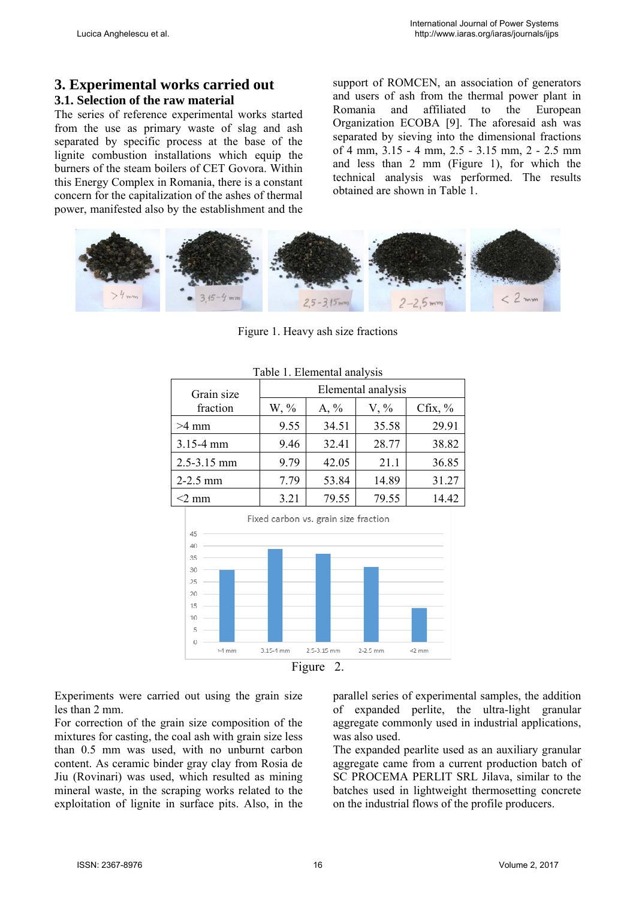## 3. Experimental works carried out

### 3.1. Selection of the raw material

The series of reference experimental works started from the use as primary waste of slag and ash separated by specific process at the base of the lignite combustion installations which equip the burners of the steam boilers of CET Govora. Within this Energy Complex in Romania, there is a constant concern for the capitalization of the ashes of thermal power, manifested also by the establishment and the support of ROMCEN, an association of generators and users of ash from the thermal power plant in Romania and affiliated to the European Organization ECOBA [9]. The aforesaid ash was separated by sieving into the dimensional fractions of 4 mm, 3.15 - 4 mm, 2.5 - 3.15 mm, 2 - 2.5 mm and less than 2 mm (Figure 1), for which the technical analysis was performed. The results obtained are shown in Table 1.

Figure 1. Heavy ash size fractions

Table 1. Elemental analysis

| Grain size fraction | Elemental analysis | | | |
|---|---|---|---|---|
| | W, % | A, % | V, % | Cfix, % |
| >4 mm | 9.55 | 34.51 | 35.58 | 29.91 |
| 3.15-4 mm | 9.46 | 32.41 | 28.77 | 38.82 |
| 2.5-3.15 mm | 9.79 | 42.05 | 21.1 | 36.85 |
| 2-2.5 mm | 7.79 | 53.84 | 14.89 | 31.27 |
| <2 mm | 3.21 | 79.55 | 79.55 | 14.42 |

Figure 2.

Experiments were carried out using the grain size les than 2 mm.

For correction of the grain size composition of the mixtures for casting, the coal ash with grain size less than 0.5 mm was used, with no unburnt carbon content. As ceramic binder gray clay from Rosia de Jiu (Rovinari) was used, as mining mineral waste, in the scraping works related to the exploitation of lignite in surface pits. Also, in the parallel series of experimental samples, the addition of expanded perlite, the ultra-light granular aggregate commonly used in industrial applications, was also used.

The expanded pearlite used as an auxiliary granular aggregate came from a current production batch of SC PROCEMA PERLIT SRL Jilava, similar to the batches used in lightweight thermosetting concrete on the industrial flows of the profile producers.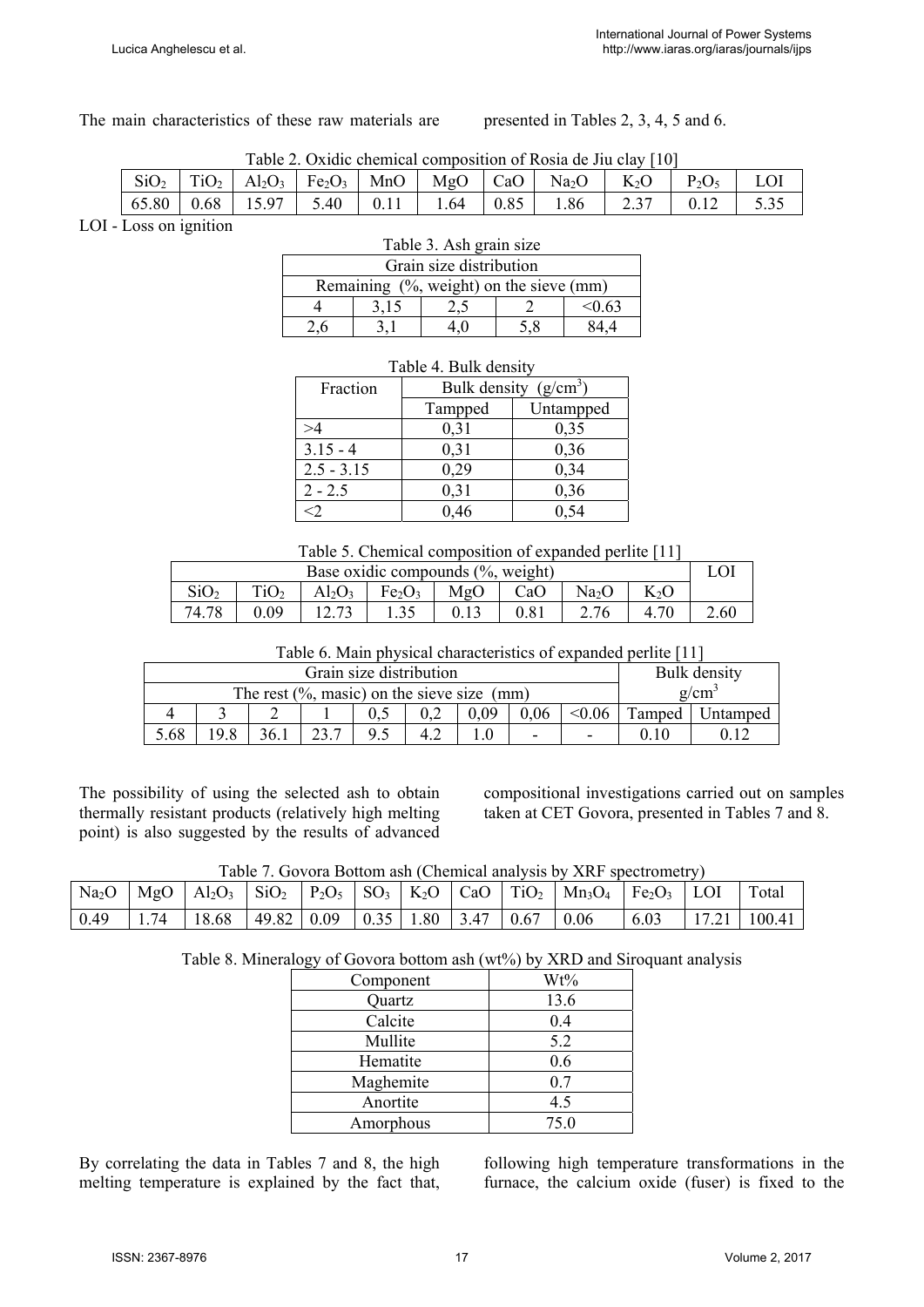The main characteristics of these raw materials are presented in Tables 2, 3, 4, 5 and 6.

Table 2. Oxidic chemical composition of Rosia de Jiu clay [10]

| $SiO_2$ | $TiO_2$ | $Al_2O_3$ | $Fe_2O_3$ | MnO | MgO | CaO | $Na_2O$ | $K_2O$ | $P_2O_5$ | LOI |
|---|---|---|---|---|---|---|---|---|---|---|
| 65.80 | 0.68 | 15.97 | 5.40 | 0.11 | 1.64 | 0.85 | 1.86 | 2.37 | 0.12 | 5.35 |

LOI - Loss on ignition

Table 3. Ash grain size

| Grain size distribution | | | | |
|---|---|---|---|---|
| Remaining (%, weight) on the sieve (mm) | | | | |
| 4 | 3,15 | 2,5 | 2 | <0.63 |
| 2,6 | 3,1 | 4,0 | 5,8 | 84,4 |

Table 4. Bulk density

| Fraction | Bulk density ($g/cm^3$) | |
|---|---|---|
| | Tampped | Untampped |
| >4 | 0,31 | 0,35 |
| 3.15 - 4 | 0,31 | 0,36 |
| 2.5 - 3.15 | 0,29 | 0,34 |
| 2 - 2.5 | 0,31 | 0,36 |
| <2 | 0,46 | 0,54 |

Table 5. Chemical composition of expanded perlite [11]

| Base oxidic compounds (%, weight) | | | | | | | | LOI |
|---|---|---|---|---|---|---|---|---|
| $SiO_2$ | $TiO_2$ | $Al_2O_3$ | $Fe_2O_3$ | MgO | CaO | $Na_2O$ | $K_2O$ | |
| 74.78 | 0.09 | 12.73 | 1.35 | 0.13 | 0.81 | 2.76 | 4.70 | 2.60 |

Table 6. Main physical characteristics of expanded perlite [11]

| Grain size distribution | | | | | | | | | Bulk density $g/cm^3$ | |
|---|---|---|---|---|---|---|---|---|---|---|
| The rest (%, masic) on the sieve size (mm) | | | | | | | | | | |
| 4 | 3 | 2 | 1 | 0,5 | 0,2 | 0,09 | 0,06 | <0.06 | Tamped | Untamped |
| 5.68 | 19.8 | 36.1 | 23.7 | 9.5 | 4.2 | 1.0 | - | - | 0.10 | 0.12 |

The possibility of using the selected ash to obtain thermally resistant products (relatively high melting point) is also suggested by the results of advanced compositional investigations carried out on samples taken at CET Govora, presented in Tables 7 and 8.

Table 7. Govora Bottom ash (Chemical analysis by XRF spectrometry)

| $Na_2O$ | MgO | $Al_2O_3$ | $SiO_2$ | $P_2O_5$ | $SO_3$ | $K_2O$ | CaO | $TiO_2$ | $Mn_3O_4$ | $Fe_2O_3$ | LOI | Total |
|---|---|---|---|---|---|---|---|---|---|---|---|---|
| 0.49 | 1.74 | 18.68 | 49.82 | 0.09 | 0.35 | 1.80 | 3.47 | 0.67 | 0.06 | 6.03 | 17.21 | 100.41 |

Table 8. Mineralogy of Govora bottom ash (wt%) by XRD and Siroquant analysis

| Component | Wt% |
|---|---|
| Quartz | 13.6 |
| Calcite | 0.4 |
| Mullite | 5.2 |
| Hematite | 0.6 |
| Maghemite | 0.7 |
| Anortite | 4.5 |
| Amorphous | 75.0 |

By correlating the data in Tables 7 and 8, the high melting temperature is explained by the fact that, following high temperature transformations in the furnace, the calcium oxide (fuser) is fixed to the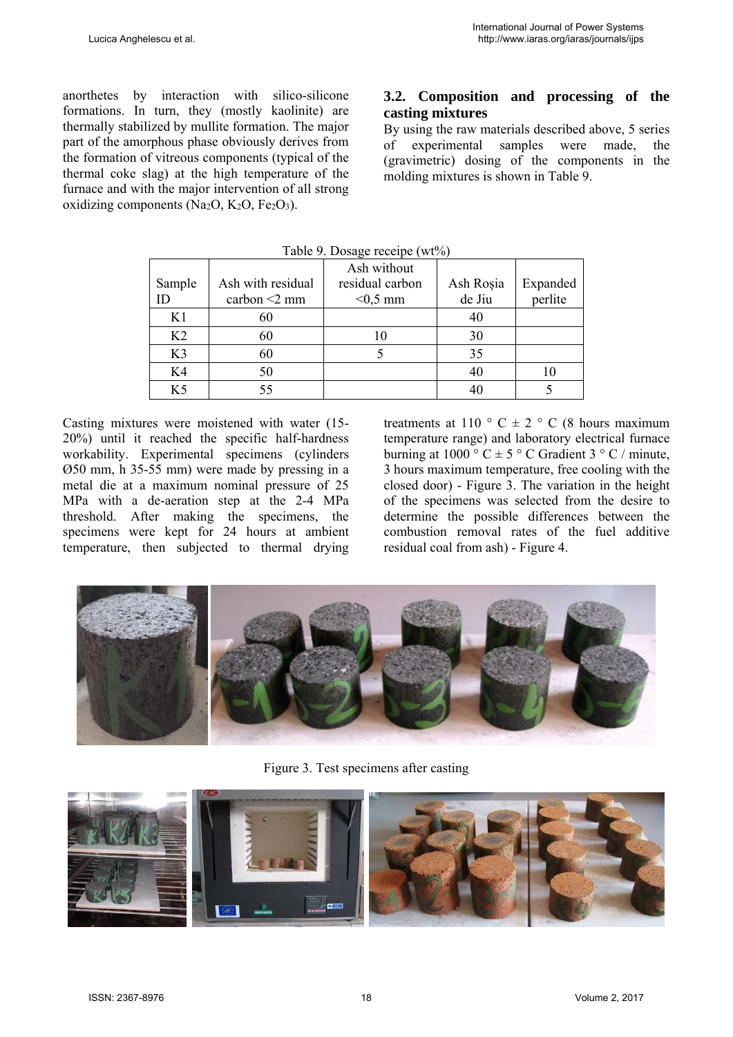anorthetes by interaction with silico-silicone formations. In turn, they (mostly kaolinite) are thermally stabilized by mullite formation. The major part of the amorphous phase obviously derives from the formation of vitreous components (typical of the thermal coke slag) at the high temperature of the furnace and with the major intervention of all strong oxidizing components ($Na_2O$, $K_2O$, $Fe_2O_3$).

### 3.2. Composition and processing of the casting mixtures

By using the raw materials described above, 5 series of experimental samples were made, the (gravimetric) dosing of the components in the molding mixtures is shown in Table 9.

Table 9. Dosage receipe (wt%)

| Sample ID | Ash with residual carbon <2 mm | Ash without residual carbon <0,5 mm | Ash Roșia de Jiu | Expanded perlite |
|---|---|---|---|---|
| K1 | 60 | | 40 | |
| K2 | 60 | 10 | 30 | |
| K3 | 60 | 5 | 35 | |
| K4 | 50 | | 40 | 10 |
| K5 | 55 | | 40 | 5 |

Casting mixtures were moistened with water (15-20%) until it reached the specific half-hardness workability. Experimental specimens (cylinders Ø50 mm, h 35-55 mm) were made by pressing in a metal die at a maximum nominal pressure of 25 MPa with a de-aeration step at the 2-4 MPa threshold. After making the specimens, the specimens were kept for 24 hours at ambient temperature, then subjected to thermal drying treatments at 110 ° C ± 2 ° C (8 hours maximum temperature range) and laboratory electrical furnace burning at 1000 ° C ± 5 ° C Gradient 3 ° C / minute, 3 hours maximum temperature, free cooling with the closed door) - Figure 3. The variation in the height of the specimens was selected from the desire to determine the possible differences between the combustion removal rates of the fuel additive residual coal from ash) - Figure 4.

Figure 3. Test specimens after casting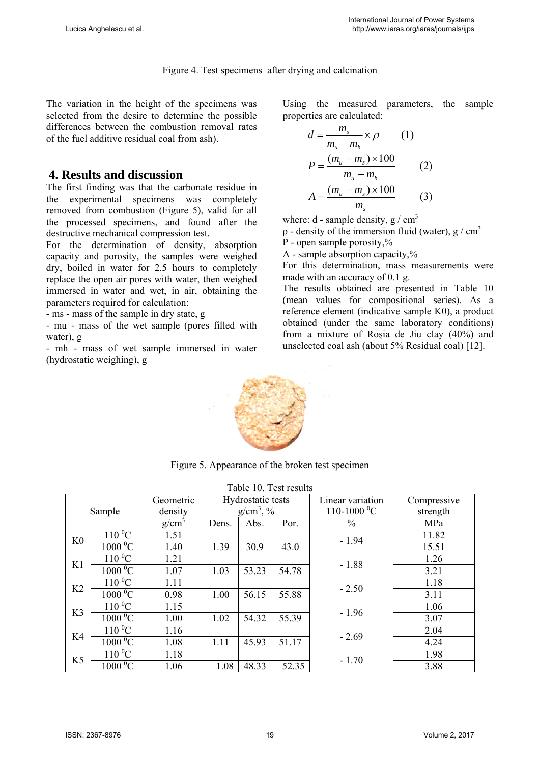Figure 4. Test specimens after drying and calcination

The variation in the height of the specimens was selected from the desire to determine the possible differences between the combustion removal rates of the fuel additive residual coal from ash).

## 4. Results and discussion

The first finding was that the carbonate residue in the experimental specimens was completely removed from combustion (Figure 5), valid for all the processed specimens, and found after the destructive mechanical compression test.

For the determination of density, absorption capacity and porosity, the samples were weighed dry, boiled in water for 2.5 hours to completely replace the open air pores with water, then weighed immersed in water and wet, in air, obtaining the parameters required for calculation:

- ms - mass of the sample in dry state, g
- mu - mass of the wet sample (pores filled with water), g
- mh - mass of wet sample immersed in water (hydrostatic weighing), g

Using the measured parameters, the sample properties are calculated:

$$d = \frac{m_s}{m_u - m_h} \times \rho \qquad (1)$$

$$P = \frac{(m_u - m_s) \times 100}{m_u - m_h} \qquad (2)$$

$$A = \frac{(m_u - m_s) \times 100}{m_s} \qquad (3)$$

where: d - sample density, g / cm$^3$

ρ - density of the immersion fluid (water), g / cm$^3$

P - open sample porosity,%

A - sample absorption capacity,%

For this determination, mass measurements were made with an accuracy of 0.1 g.

The results obtained are presented in Table 10 (mean values for compositional series). As a reference element (indicative sample K0), a product obtained (under the same laboratory conditions) from a mixture of Roşia de Jiu clay (40%) and unselected coal ash (about 5% Residual coal) [12].

Figure 5. Appearance of the broken test specimen

Table 10. Test results

| Sample | | Geometric density g/cm$^3$ | Hydrostatic tests g/cm$^3$, % | | | Linear variation 110-1000 $^0$C % | Compressive strength MPa |
|---|---|---|---|---|---|---|---|
| | | | Dens. | Abs. | Por. | | |
| K0 | 110 $^0$C | 1.51 | | | | - 1.94 | 11.82 |
| | 1000 $^0$C | 1.40 | 1.39 | 30.9 | 43.0 | | 15.51 |
| K1 | 110 $^0$C | 1.21 | | | | - 1.88 | 1.26 |
| | 1000 $^0$C | 1.07 | 1.03 | 53.23 | 54.78 | | 3.21 |
| K2 | 110 $^0$C | 1.11 | | | | - 2.50 | 1.18 |
| | 1000 $^0$C | 0.98 | 1.00 | 56.15 | 55.88 | | 3.11 |
| K3 | 110 $^0$C | 1.15 | | | | - 1.96 | 1.06 |
| | 1000 $^0$C | 1.00 | 1.02 | 54.32 | 55.39 | | 3.07 |
| K4 | 110 $^0$C | 1.16 | | | | - 2.69 | 2.04 |
| | 1000 $^0$C | 1.08 | 1.11 | 45.93 | 51.17 | | 4.24 |
| K5 | 110 $^0$C | 1.18 | | | | - 1.70 | 1.98 |
| | 1000 $^0$C | 1.06 | 1.08 | 48.33 | 52.35 | | 3.88 |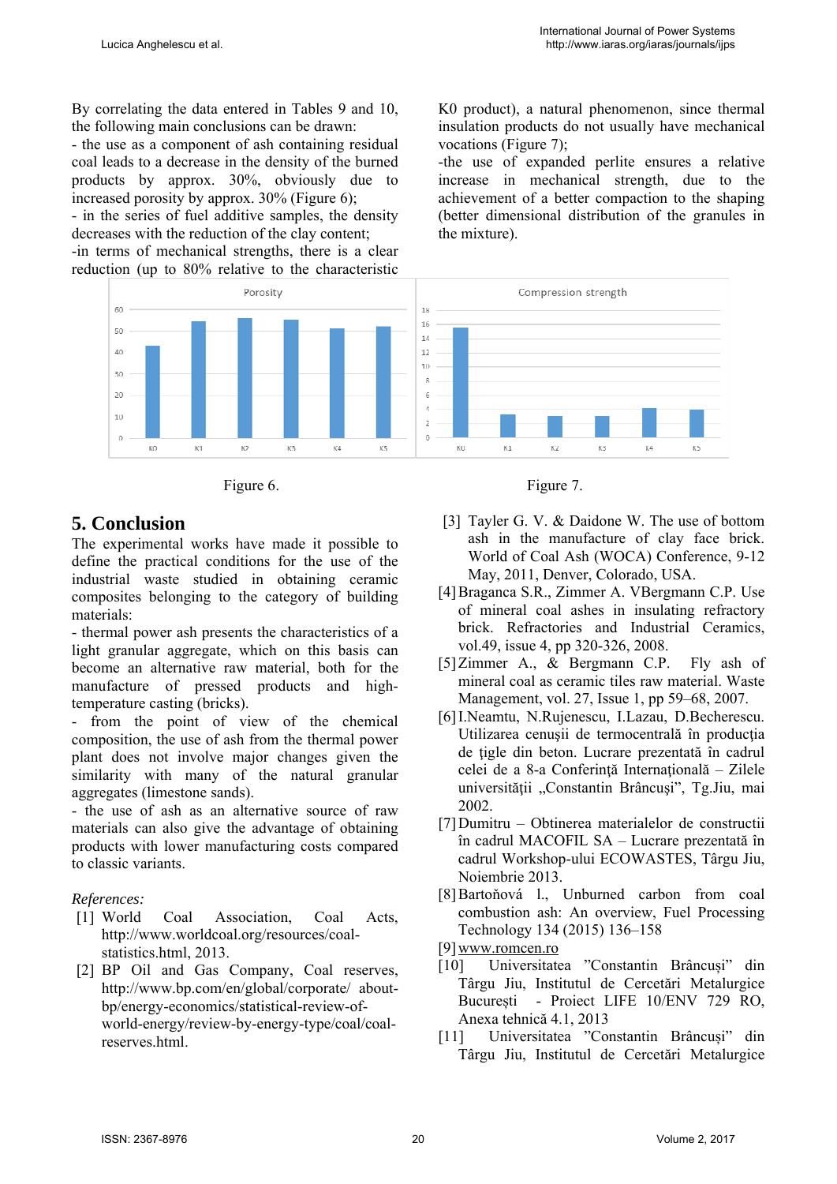By correlating the data entered in Tables 9 and 10, the following main conclusions can be drawn:
- the use as a component of ash containing residual coal leads to a decrease in the density of the burned products by approx. 30%, obviously due to increased porosity by approx. 30% (Figure 6);
- in the series of fuel additive samples, the density decreases with the reduction of the clay content;
-in terms of mechanical strengths, there is a clear reduction (up to 80% relative to the characteristic K0 product), a natural phenomenon, since thermal insulation products do not usually have mechanical vocations (Figure 7);
-the use of expanded perlite ensures a relative increase in mechanical strength, due to the achievement of a better compaction to the shaping (better dimensional distribution of the granules in the mixture).

Figure 6.

Figure 7.

## 5. Conclusion

The experimental works have made it possible to define the practical conditions for the use of the industrial waste studied in obtaining ceramic composites belonging to the category of building materials:
- thermal power ash presents the characteristics of a light granular aggregate, which on this basis can become an alternative raw material, both for the manufacture of pressed products and high-temperature casting (bricks).
- from the point of view of the chemical composition, the use of ash from the thermal power plant does not involve major changes given the similarity with many of the natural granular aggregates (limestone sands).
- the use of ash as an alternative source of raw materials can also give the advantage of obtaining products with lower manufacturing costs compared to classic variants.

*References:*

[1] World Coal Association, Coal Acts, http://www.worldcoal.org/resources/coal-statistics.html, 2013.

[2] BP Oil and Gas Company, Coal reserves, http://www.bp.com/en/global/corporate/ about-bp/energy-economics/statistical-review-of-world-energy/review-by-energy-type/coal/coal-reserves.html.

[3] Tayler G. V. & Daidone W. The use of bottom ash in the manufacture of clay face brick. World of Coal Ash (WOCA) Conference, 9-12 May, 2011, Denver, Colorado, USA.

[4] Braganca S.R., Zimmer A. VBergmann C.P. Use of mineral coal ashes in insulating refractory brick. Refractories and Industrial Ceramics, vol.49, issue 4, pp 320-326, 2008.

[5] Zimmer A., & Bergmann C.P. Fly ash of mineral coal as ceramic tiles raw material. Waste Management, vol. 27, Issue 1, pp 59–68, 2007.

[6] I.Neamtu, N.Rujenescu, I.Lazau, D.Becherescu. Utilizarea cenuşii de termocentrală în producţia de ţigle din beton. Lucrare prezentată în cadrul celei de a 8-a Conferinţă Internaţională – Zilele universităţii „Constantin Brâncuşi", Tg.Jiu, mai 2002.

[7] Dumitru – Obtinerea materialelor de constructii în cadrul MACOFIL SA – Lucrare prezentată în cadrul Workshop-ului ECOWASTES, Târgu Jiu, Noiembrie 2013.

[8] Bartoňová l., Unburned carbon from coal combustion ash: An overview, Fuel Processing Technology 134 (2015) 136–158

[9] www.romcen.ro

[10] Universitatea "Constantin Brâncuşi" din Târgu Jiu, Institutul de Cercetări Metalurgice Bucureşti - Proiect LIFE 10/ENV 729 RO, Anexa tehnică 4.1, 2013

[11] Universitatea "Constantin Brâncuşi" din Târgu Jiu, Institutul de Cercetări Metalurgice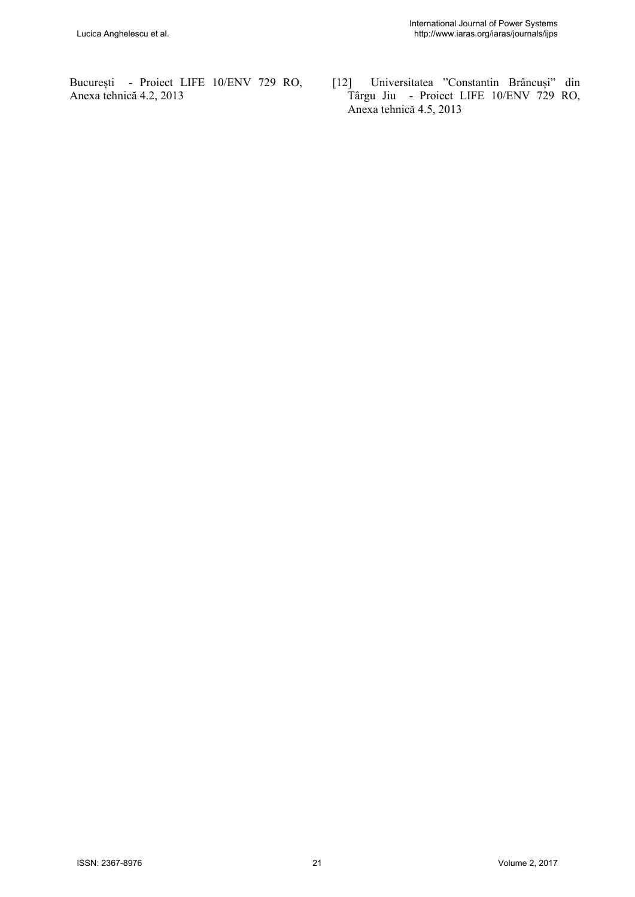București - Proiect LIFE 10/ENV 729 RO, Anexa tehnică 4.2, 2013

[12] Universitatea ”Constantin Brâncuși” din Târgu Jiu - Proiect LIFE 10/ENV 729 RO, Anexa tehnică 4.5, 2013